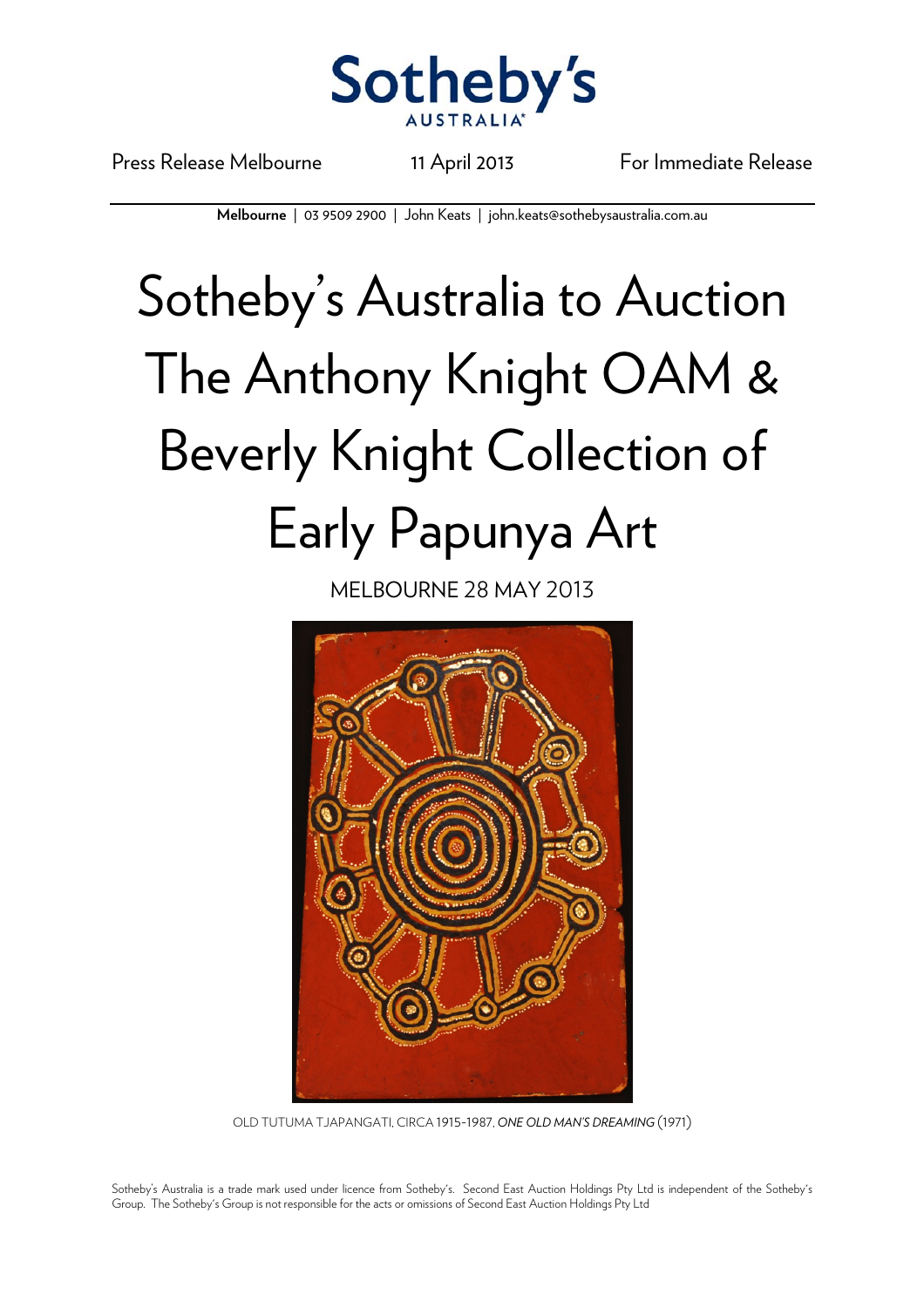Sotheby's AUSTRALIA

Press Release Melbourne 11 April 2013 For Immediate Release

**Melbourne** | 03 9509 2900 | John Keats | john.keats@sothebysaustralia.com.au

# Sotheby's Australia to Auction The Anthony Knight OAM & Beverly Knight Collection of Early Papunya Art

MELBOURNE 28 MAY 2013

OLD TUTUMA TJAPANGATI, CIRCA 1915-1987, *ONE OLD MAN'S DREAMING* (1971)

Sotheby's Australia is a trade mark used under licence from Sotheby's. Second East Auction Holdings Pty Ltd is independent of the Sotheby's Group. The Sotheby's Group is not responsible for the acts or omissions of Second East Auction Holdings Pty Ltd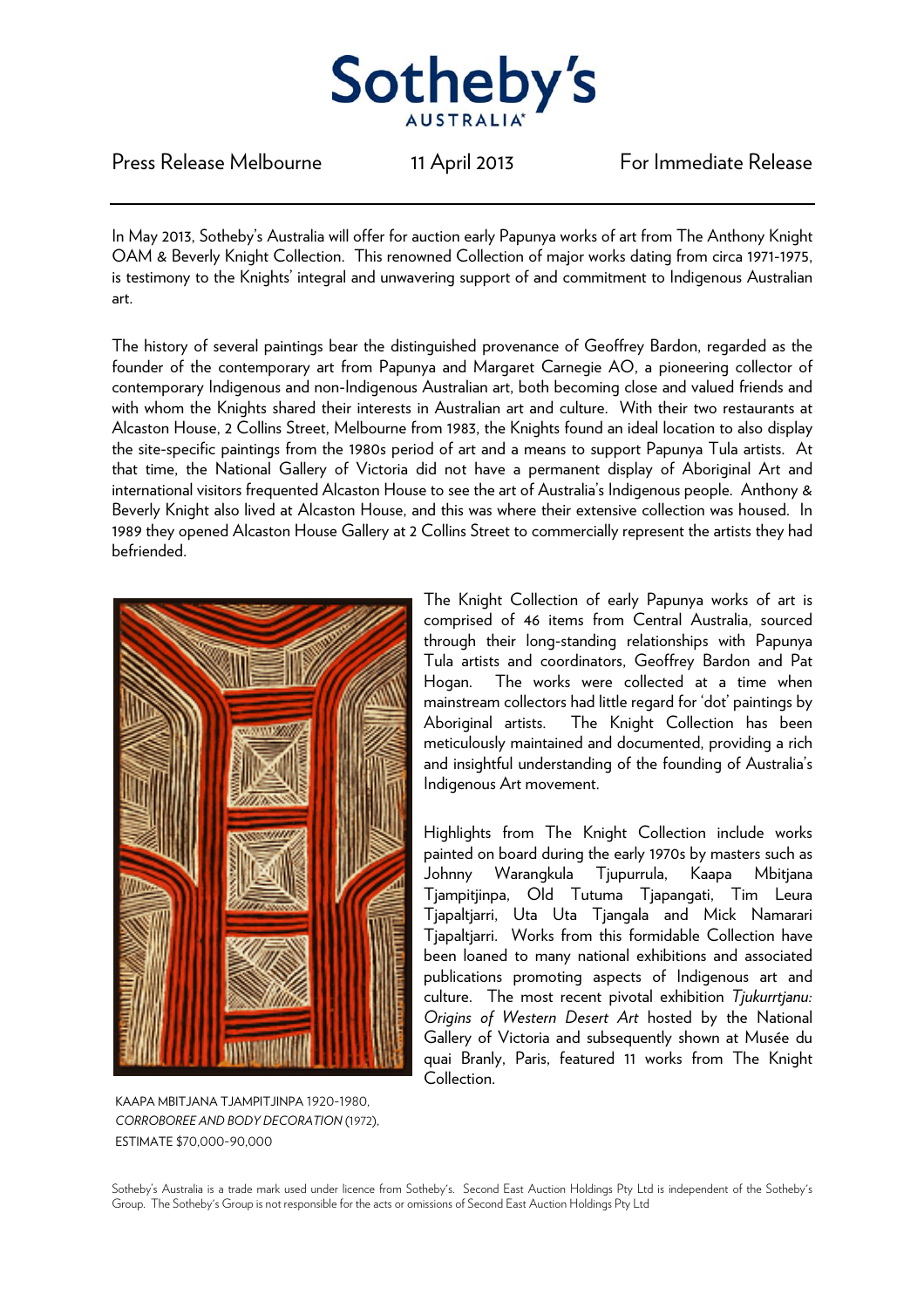Press Release Melbourne 11 April 2013 For Immediate Release

In May 2013, Sotheby's Australia will offer for auction early Papunya works of art from The Anthony Knight OAM & Beverly Knight Collection. This renowned Collection of major works dating from circa 1971-1975, is testimony to the Knights' integral and unwavering support of and commitment to Indigenous Australian art.

The history of several paintings bear the distinguished provenance of Geoffrey Bardon, regarded as the founder of the contemporary art from Papunya and Margaret Carnegie AO, a pioneering collector of contemporary Indigenous and non-Indigenous Australian art, both becoming close and valued friends and with whom the Knights shared their interests in Australian art and culture. With their two restaurants at Alcaston House, 2 Collins Street, Melbourne from 1983, the Knights found an ideal location to also display the site-specific paintings from the 1980s period of art and a means to support Papunya Tula artists. At that time, the National Gallery of Victoria did not have a permanent display of Aboriginal Art and international visitors frequented Alcaston House to see the art of Australia's Indigenous people. Anthony & Beverly Knight also lived at Alcaston House, and this was where their extensive collection was housed. In 1989 they opened Alcaston House Gallery at 2 Collins Street to commercially represent the artists they had befriended.

The Knight Collection of early Papunya works of art is comprised of 46 items from Central Australia, sourced through their long-standing relationships with Papunya Tula artists and coordinators, Geoffrey Bardon and Pat Hogan. The works were collected at a time when mainstream collectors had little regard for 'dot' paintings by Aboriginal artists. The Knight Collection has been meticulously maintained and documented, providing a rich and insightful understanding of the founding of Australia's Indigenous Art movement.

Highlights from The Knight Collection include works painted on board during the early 1970s by masters such as Johnny Warangkula Tjupurrula, Kaapa Mbitjana Tjampitjinpa, Old Tutuma Tjapangati, Tim Leura Tjapaltjarri, Uta Uta Tjangala and Mick Namarari Tjapaltjarri. Works from this formidable Collection have been loaned to many national exhibitions and associated publications promoting aspects of Indigenous art and culture. The most recent pivotal exhibition *Tjukurrtjanu: Origins of Western Desert Art* hosted by the National Gallery of Victoria and subsequently shown at Musée du quai Branly, Paris, featured 11 works from The Knight Collection.

KAAPA MBITJANA TJAMPITJINPA 1920-1980,
*CORROBOREE AND BODY DECORATION* (1972),
ESTIMATE $70,000-90,000

Sotheby's Australia is a trade mark used under licence from Sotheby's. Second East Auction Holdings Pty Ltd is independent of the Sotheby's Group. The Sotheby's Group is not responsible for the acts or omissions of Second East Auction Holdings Pty Ltd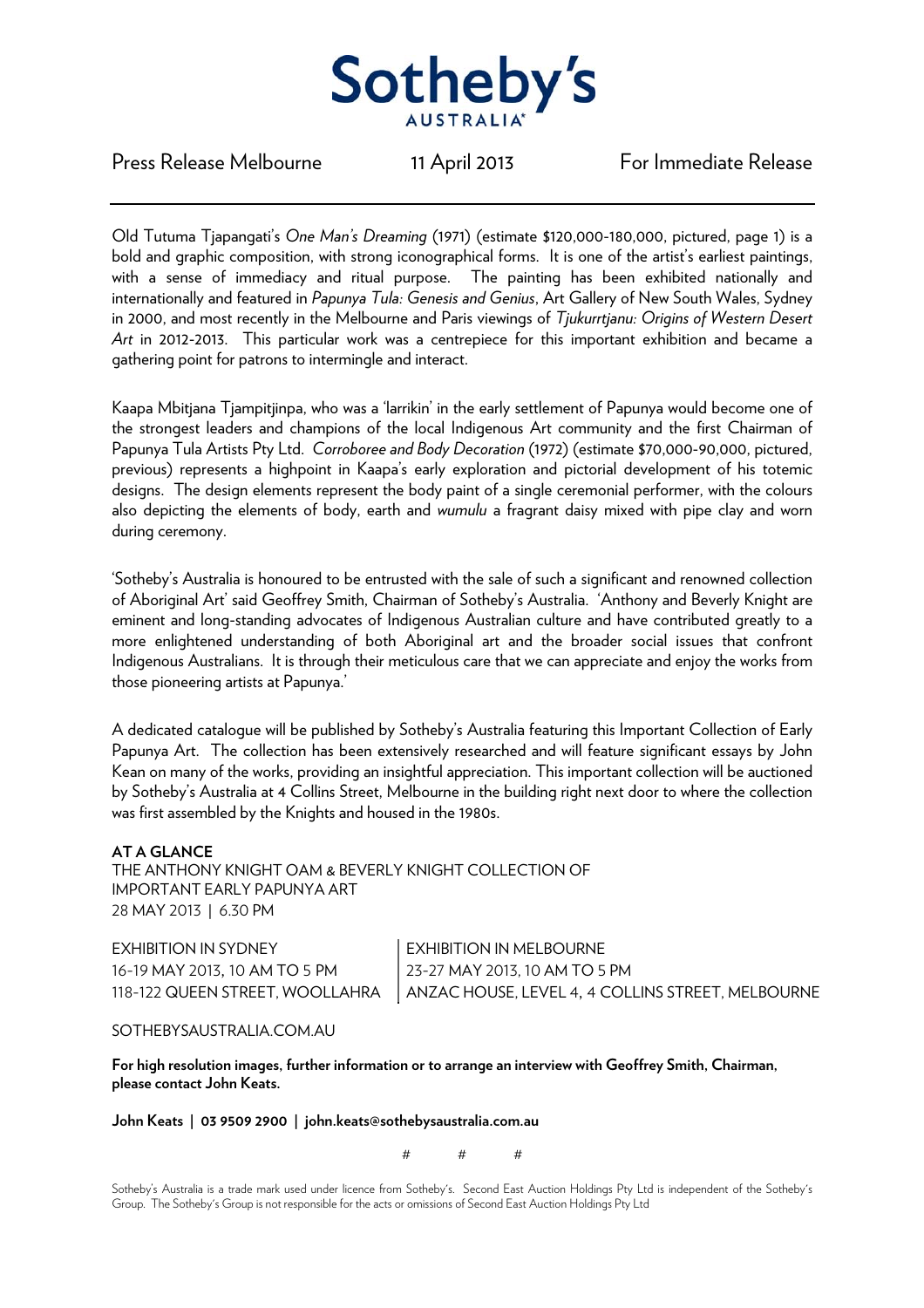Press Release Melbourne | 11 April 2013 | For Immediate Release

Old Tutuma Tjapangati's *One Man's Dreaming* (1971) (estimate $120,000-180,000, pictured, page 1) is a bold and graphic composition, with strong iconographical forms. It is one of the artist's earliest paintings, with a sense of immediacy and ritual purpose. The painting has been exhibited nationally and internationally and featured in *Papunya Tula: Genesis and Genius*, Art Gallery of New South Wales, Sydney in 2000, and most recently in the Melbourne and Paris viewings of *Tjukurrtjanu: Origins of Western Desert Art* in 2012-2013. This particular work was a centrepiece for this important exhibition and became a gathering point for patrons to intermingle and interact.

Kaapa Mbitjana Tjampitjinpa, who was a 'larrikin' in the early settlement of Papunya would become one of the strongest leaders and champions of the local Indigenous Art community and the first Chairman of Papunya Tula Artists Pty Ltd. *Corroboree and Body Decoration* (1972) (estimate $70,000-90,000, pictured, previous) represents a highpoint in Kaapa's early exploration and pictorial development of his totemic designs. The design elements represent the body paint of a single ceremonial performer, with the colours also depicting the elements of body, earth and *wumulu* a fragrant daisy mixed with pipe clay and worn during ceremony.

'Sotheby's Australia is honoured to be entrusted with the sale of such a significant and renowned collection of Aboriginal Art' said Geoffrey Smith, Chairman of Sotheby's Australia. 'Anthony and Beverly Knight are eminent and long-standing advocates of Indigenous Australian culture and have contributed greatly to a more enlightened understanding of both Aboriginal art and the broader social issues that confront Indigenous Australians. It is through their meticulous care that we can appreciate and enjoy the works from those pioneering artists at Papunya.'

A dedicated catalogue will be published by Sotheby's Australia featuring this Important Collection of Early Papunya Art. The collection has been extensively researched and will feature significant essays by John Kean on many of the works, providing an insightful appreciation. This important collection will be auctioned by Sotheby's Australia at 4 Collins Street, Melbourne in the building right next door to where the collection was first assembled by the Knights and housed in the 1980s.

**AT A GLANCE**

THE ANTHONY KNIGHT OAM & BEVERLY KNIGHT COLLECTION OF IMPORTANT EARLY PAPUNYA ART
28 MAY 2013 | 6.30 PM

| EXHIBITION IN SYDNEY | EXHIBITION IN MELBOURNE |
|---|---|
| 16-19 MAY 2013, 10 AM TO 5 PM | 23-27 MAY 2013, 10 AM TO 5 PM |
| 118-122 QUEEN STREET, WOOLLAHRA | ANZAC HOUSE, LEVEL 4, 4 COLLINS STREET, MELBOURNE |

SOTHEBYSAUSTRALIA.COM.AU

**For high resolution images, further information or to arrange an interview with Geoffrey Smith, Chairman, please contact John Keats.**

**John Keats | 03 9509 2900 | john.keats@sothebysaustralia.com.au**

# # #

Sotheby's Australia is a trade mark used under licence from Sotheby's. Second East Auction Holdings Pty Ltd is independent of the Sotheby's Group. The Sotheby's Group is not responsible for the acts or omissions of Second East Auction Holdings Pty Ltd